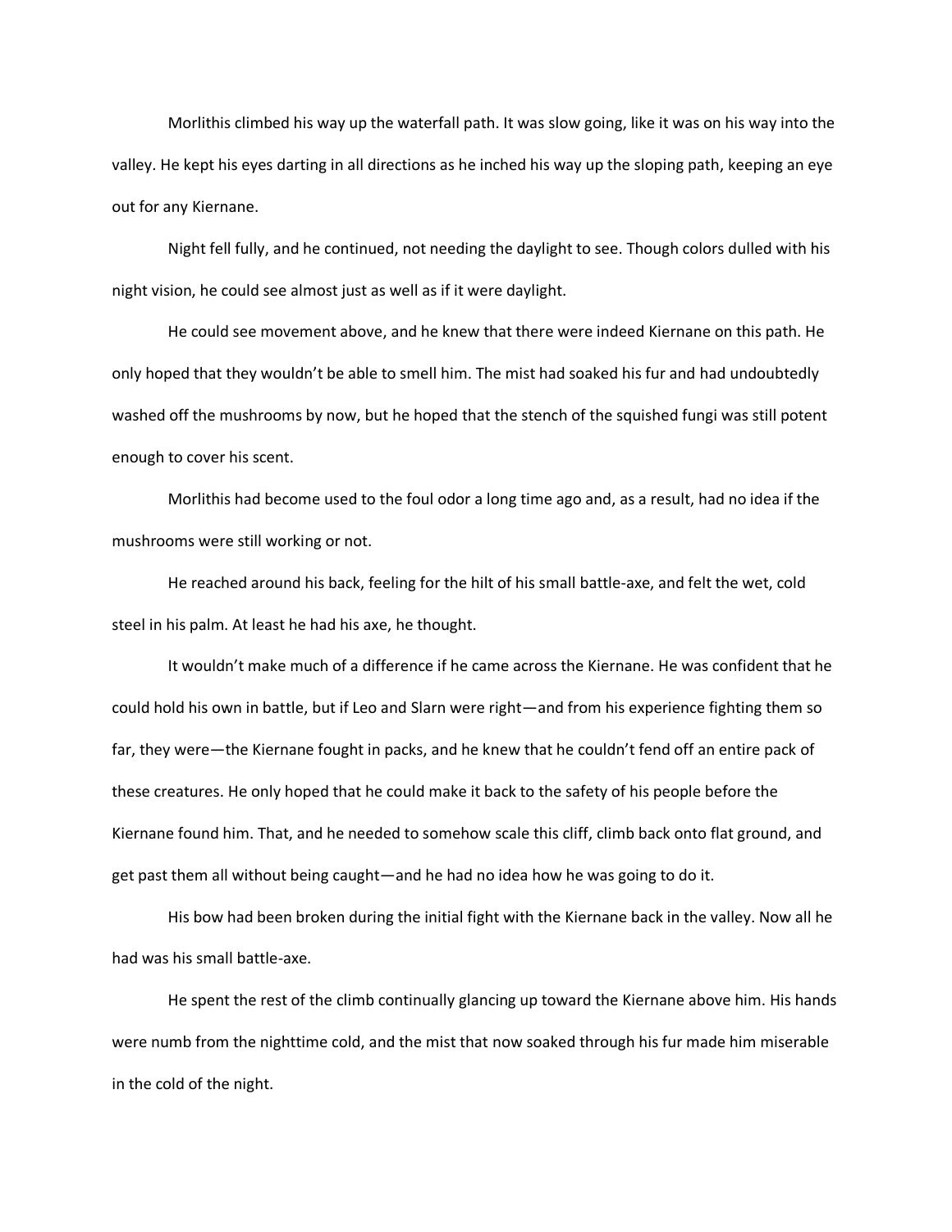Morlithis climbed his way up the waterfall path. It was slow going, like it was on his way into the valley. He kept his eyes darting in all directions as he inched his way up the sloping path, keeping an eye out for any Kiernane.

Night fell fully, and he continued, not needing the daylight to see. Though colors dulled with his night vision, he could see almost just as well as if it were daylight.

He could see movement above, and he knew that there were indeed Kiernane on this path. He only hoped that they wouldn't be able to smell him. The mist had soaked his fur and had undoubtedly washed off the mushrooms by now, but he hoped that the stench of the squished fungi was still potent enough to cover his scent.

Morlithis had become used to the foul odor a long time ago and, as a result, had no idea if the mushrooms were still working or not.

He reached around his back, feeling for the hilt of his small battle-axe, and felt the wet, cold steel in his palm. At least he had his axe, he thought.

It wouldn't make much of a difference if he came across the Kiernane. He was confident that he could hold his own in battle, but if Leo and Slarn were right—and from his experience fighting them so far, they were—the Kiernane fought in packs, and he knew that he couldn't fend off an entire pack of these creatures. He only hoped that he could make it back to the safety of his people before the Kiernane found him. That, and he needed to somehow scale this cliff, climb back onto flat ground, and get past them all without being caught—and he had no idea how he was going to do it.

His bow had been broken during the initial fight with the Kiernane back in the valley. Now all he had was his small battle-axe.

He spent the rest of the climb continually glancing up toward the Kiernane above him. His hands were numb from the nighttime cold, and the mist that now soaked through his fur made him miserable in the cold of the night.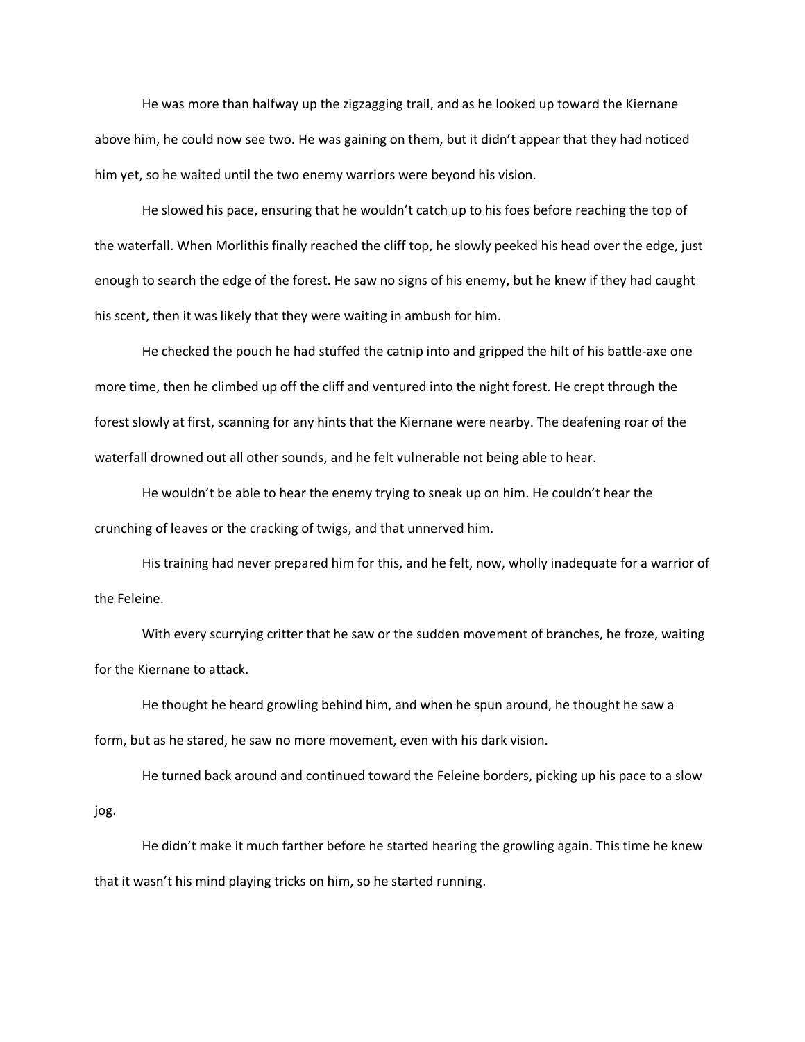He was more than halfway up the zigzagging trail, and as he looked up toward the Kiernane above him, he could now see two. He was gaining on them, but it didn't appear that they had noticed him yet, so he waited until the two enemy warriors were beyond his vision.

He slowed his pace, ensuring that he wouldn't catch up to his foes before reaching the top of the waterfall. When Morlithis finally reached the cliff top, he slowly peeked his head over the edge, just enough to search the edge of the forest. He saw no signs of his enemy, but he knew if they had caught his scent, then it was likely that they were waiting in ambush for him.

He checked the pouch he had stuffed the catnip into and gripped the hilt of his battle-axe one more time, then he climbed up off the cliff and ventured into the night forest. He crept through the forest slowly at first, scanning for any hints that the Kiernane were nearby. The deafening roar of the waterfall drowned out all other sounds, and he felt vulnerable not being able to hear.

He wouldn't be able to hear the enemy trying to sneak up on him. He couldn't hear the crunching of leaves or the cracking of twigs, and that unnerved him.

His training had never prepared him for this, and he felt, now, wholly inadequate for a warrior of the Feleine.

With every scurrying critter that he saw or the sudden movement of branches, he froze, waiting for the Kiernane to attack.

He thought he heard growling behind him, and when he spun around, he thought he saw a form, but as he stared, he saw no more movement, even with his dark vision.

He turned back around and continued toward the Feleine borders, picking up his pace to a slow jog.

He didn't make it much farther before he started hearing the growling again. This time he knew that it wasn't his mind playing tricks on him, so he started running.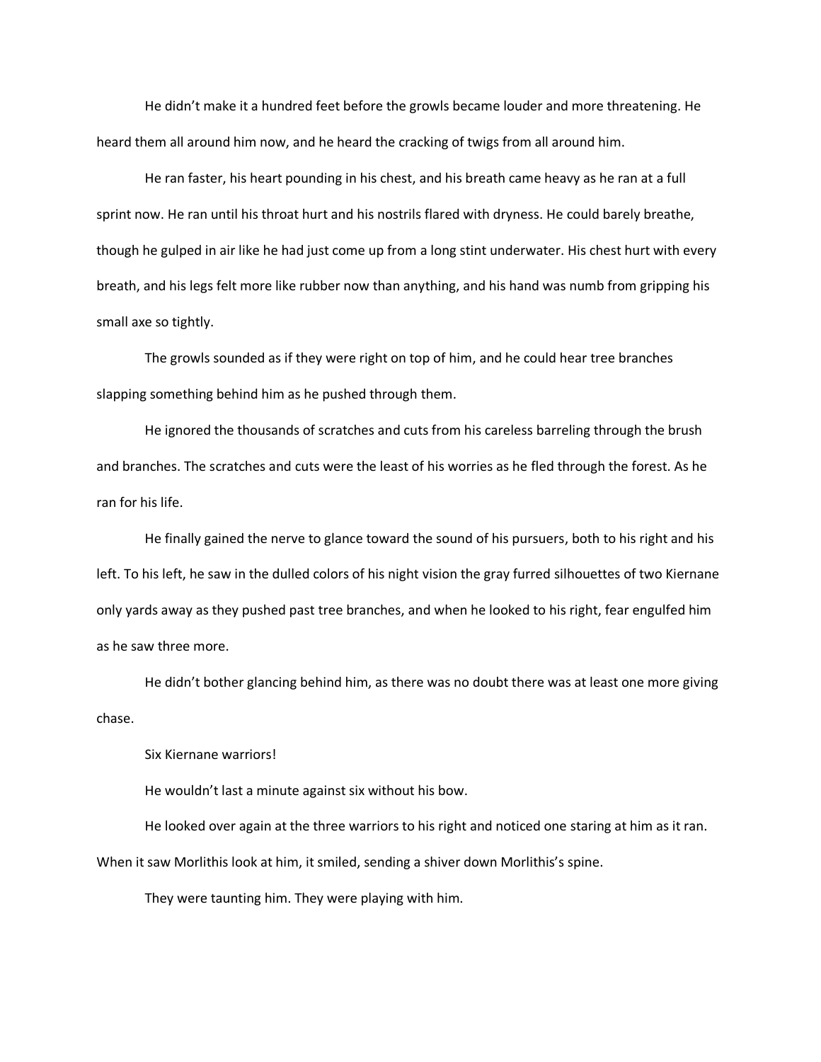He didn't make it a hundred feet before the growls became louder and more threatening. He heard them all around him now, and he heard the cracking of twigs from all around him.

He ran faster, his heart pounding in his chest, and his breath came heavy as he ran at a full sprint now. He ran until his throat hurt and his nostrils flared with dryness. He could barely breathe, though he gulped in air like he had just come up from a long stint underwater. His chest hurt with every breath, and his legs felt more like rubber now than anything, and his hand was numb from gripping his small axe so tightly.

The growls sounded as if they were right on top of him, and he could hear tree branches slapping something behind him as he pushed through them.

He ignored the thousands of scratches and cuts from his careless barreling through the brush and branches. The scratches and cuts were the least of his worries as he fled through the forest. As he ran for his life.

He finally gained the nerve to glance toward the sound of his pursuers, both to his right and his left. To his left, he saw in the dulled colors of his night vision the gray furred silhouettes of two Kiernane only yards away as they pushed past tree branches, and when he looked to his right, fear engulfed him as he saw three more.

He didn't bother glancing behind him, as there was no doubt there was at least one more giving chase.

Six Kiernane warriors!

He wouldn't last a minute against six without his bow.

He looked over again at the three warriors to his right and noticed one staring at him as it ran. When it saw Morlithis look at him, it smiled, sending a shiver down Morlithis's spine.

They were taunting him. They were playing with him.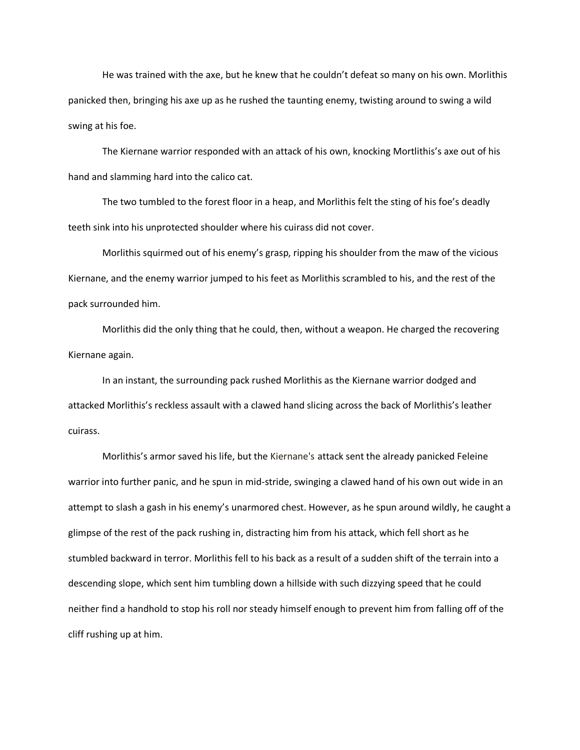He was trained with the axe, but he knew that he couldn't defeat so many on his own. Morlithis panicked then, bringing his axe up as he rushed the taunting enemy, twisting around to swing a wild swing at his foe.

The Kiernane warrior responded with an attack of his own, knocking Mortlithis's axe out of his hand and slamming hard into the calico cat.

The two tumbled to the forest floor in a heap, and Morlithis felt the sting of his foe's deadly teeth sink into his unprotected shoulder where his cuirass did not cover.

Morlithis squirmed out of his enemy's grasp, ripping his shoulder from the maw of the vicious Kiernane, and the enemy warrior jumped to his feet as Morlithis scrambled to his, and the rest of the pack surrounded him.

Morlithis did the only thing that he could, then, without a weapon. He charged the recovering Kiernane again.

In an instant, the surrounding pack rushed Morlithis as the Kiernane warrior dodged and attacked Morlithis's reckless assault with a clawed hand slicing across the back of Morlithis's leather cuirass.

Morlithis's armor saved his life, but the Kiernane's attack sent the already panicked Feleine warrior into further panic, and he spun in mid-stride, swinging a clawed hand of his own out wide in an attempt to slash a gash in his enemy's unarmored chest. However, as he spun around wildly, he caught a glimpse of the rest of the pack rushing in, distracting him from his attack, which fell short as he stumbled backward in terror. Morlithis fell to his back as a result of a sudden shift of the terrain into a descending slope, which sent him tumbling down a hillside with such dizzying speed that he could neither find a handhold to stop his roll nor steady himself enough to prevent him from falling off of the cliff rushing up at him.